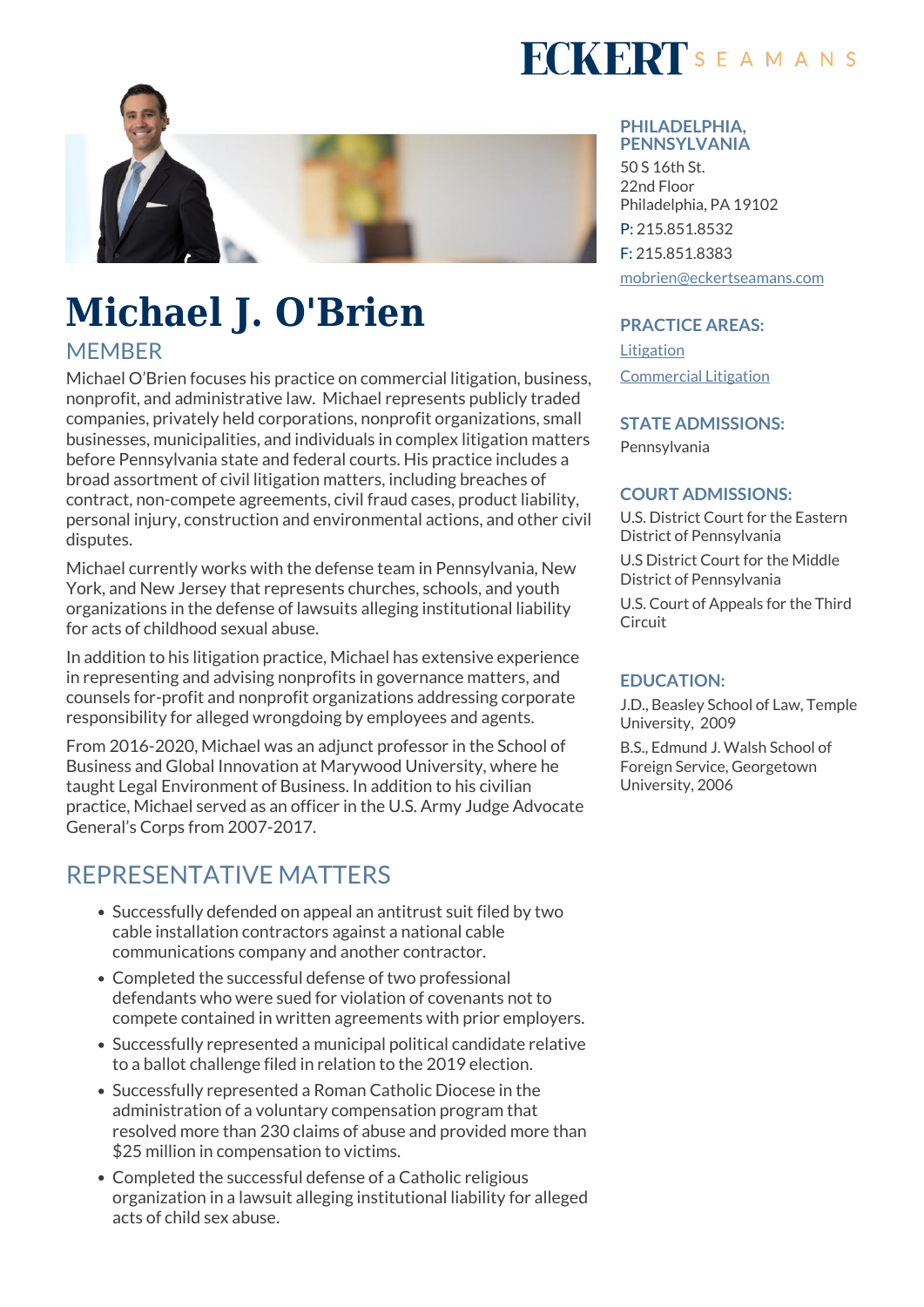# Michael J. O'Brien

## MEMBER

Michael O'Brien focuses his practice on commercial litigation, business, nonprofit, and administrative law. Michael represents publicly traded companies, privately held corporations, nonprofit organizations, small businesses, municipalities, and individuals in complex litigation matters before Pennsylvania state and federal courts. His practice includes a broad assortment of civil litigation matters, including breaches of contract, non-compete agreements, civil fraud cases, product liability, personal injury, construction and environmental actions, and other civil disputes.

Michael currently works with the defense team in Pennsylvania, New York, and New Jersey that represents churches, schools, and youth organizations in the defense of lawsuits alleging institutional liability for acts of childhood sexual abuse.

In addition to his litigation practice, Michael has extensive experience in representing and advising nonprofits in governance matters, and counsels for-profit and nonprofit organizations addressing corporate responsibility for alleged wrongdoing by employees and agents.

From 2016-2020, Michael was an adjunct professor in the School of Business and Global Innovation at Marywood University, where he taught Legal Environment of Business. In addition to his civilian practice, Michael served as an officer in the U.S. Army Judge Advocate General's Corps from 2007-2017.

## REPRESENTATIVE MATTERS

- Successfully defended on appeal an antitrust suit filed by two cable installation contractors against a national cable communications company and another contractor.
- Completed the successful defense of two professional defendants who were sued for violation of covenants not to compete contained in written agreements with prior employers.
- Successfully represented a municipal political candidate relative to a ballot challenge filed in relation to the 2019 election.
- Successfully represented a Roman Catholic Diocese in the administration of a voluntary compensation program that resolved more than 230 claims of abuse and provided more than $25 million in compensation to victims.
- Completed the successful defense of a Catholic religious organization in a lawsuit alleging institutional liability for alleged acts of child sex abuse.

### PHILADELPHIA, PENNSYLVANIA

50 S 16th St.
22nd Floor
Philadelphia, PA 19102

P: 215.851.8532

F: 215.851.8383

mobrien@eckertseamans.com

### PRACTICE AREAS:

Litigation

Commercial Litigation

### STATE ADMISSIONS:

Pennsylvania

### COURT ADMISSIONS:

U.S. District Court for the Eastern District of Pennsylvania

U.S District Court for the Middle District of Pennsylvania

U.S. Court of Appeals for the Third Circuit

### EDUCATION:

J.D., Beasley School of Law, Temple University, 2009

B.S., Edmund J. Walsh School of Foreign Service, Georgetown University, 2006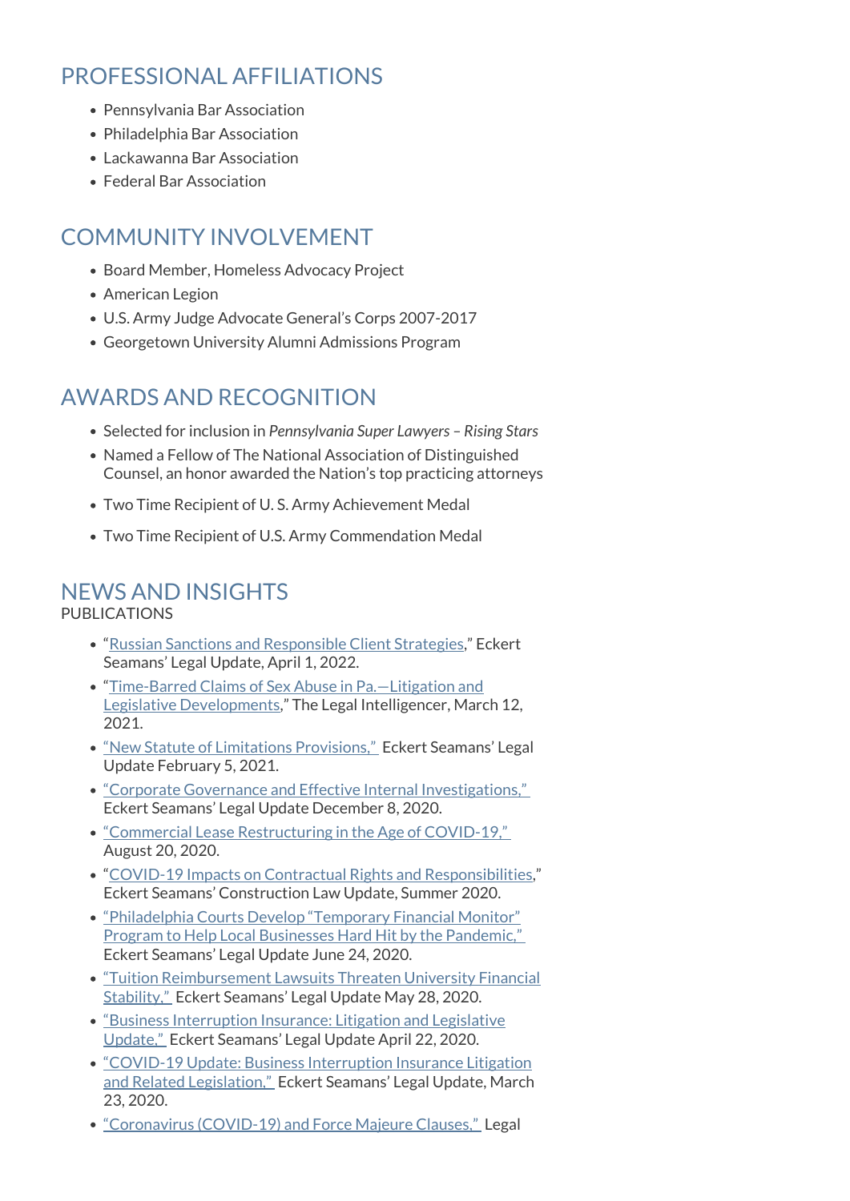## PROFESSIONAL AFFILIATIONS

- Pennsylvania Bar Association
- Philadelphia Bar Association
- Lackawanna Bar Association
- Federal Bar Association

## COMMUNITY INVOLVEMENT

- Board Member, Homeless Advocacy Project
- American Legion
- U.S. Army Judge Advocate General's Corps 2007-2017
- Georgetown University Alumni Admissions Program

## AWARDS AND RECOGNITION

- Selected for inclusion in *Pennsylvania Super Lawyers – Rising Stars*
- Named a Fellow of The National Association of Distinguished Counsel, an honor awarded the Nation's top practicing attorneys
- Two Time Recipient of U. S. Army Achievement Medal
- Two Time Recipient of U.S. Army Commendation Medal

## NEWS AND INSIGHTS

PUBLICATIONS

- "Russian Sanctions and Responsible Client Strategies," Eckert Seamans' Legal Update, April 1, 2022.
- "Time-Barred Claims of Sex Abuse in Pa.—Litigation and Legislative Developments," The Legal Intelligencer, March 12, 2021.
- "New Statute of Limitations Provisions," Eckert Seamans' Legal Update February 5, 2021.
- "Corporate Governance and Effective Internal Investigations," Eckert Seamans' Legal Update December 8, 2020.
- "Commercial Lease Restructuring in the Age of COVID-19," August 20, 2020.
- "COVID-19 Impacts on Contractual Rights and Responsibilities," Eckert Seamans' Construction Law Update, Summer 2020.
- "Philadelphia Courts Develop "Temporary Financial Monitor" Program to Help Local Businesses Hard Hit by the Pandemic," Eckert Seamans' Legal Update June 24, 2020.
- "Tuition Reimbursement Lawsuits Threaten University Financial Stability," Eckert Seamans' Legal Update May 28, 2020.
- "Business Interruption Insurance: Litigation and Legislative Update," Eckert Seamans' Legal Update April 22, 2020.
- "COVID-19 Update: Business Interruption Insurance Litigation and Related Legislation," Eckert Seamans' Legal Update, March 23, 2020.
- "Coronavirus (COVID-19) and Force Majeure Clauses," Legal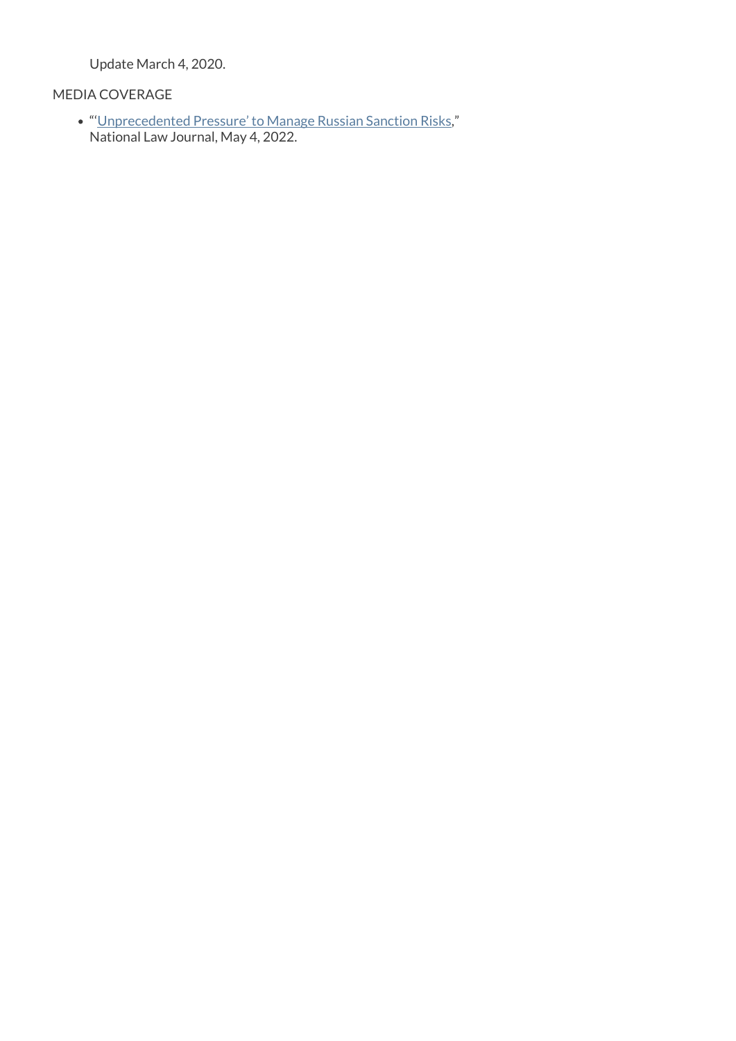Update March 4, 2020.

MEDIA COVERAGE

- "'Unprecedented Pressure' to Manage Russian Sanction Risks," National Law Journal, May 4, 2022.